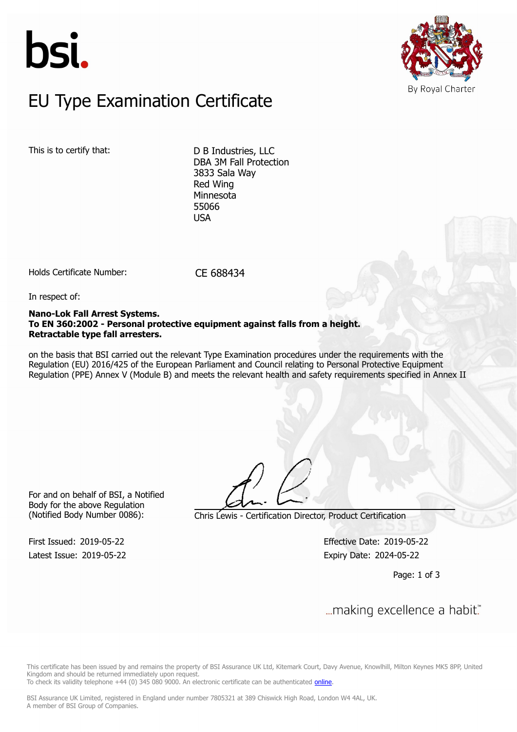bsi.

By Royal Charter

# EU Type Examination Certificate

This is to certify that:

D B Industries, LLC
DBA 3M Fall Protection
3833 Sala Way
Red Wing
Minnesota
55066
USA

Holds Certificate Number: CE 688434

In respect of:

**Nano-Lok Fall Arrest Systems.**
**To EN 360:2002 - Personal protective equipment against falls from a height.**
**Retractable type fall arresters.**

on the basis that BSI carried out the relevant Type Examination procedures under the requirements with the Regulation (EU) 2016/425 of the European Parliament and Council relating to Personal Protective Equipment Regulation (PPE) Annex V (Module B) and meets the relevant health and safety requirements specified in Annex II

For and on behalf of BSI, a Notified Body for the above Regulation (Notified Body Number 0086):

Chris Lewis - Certification Director, Product Certification

First Issued: 2019-05-22
Latest Issue: 2019-05-22

Effective Date: 2019-05-22
Expiry Date: 2024-05-22

...making excellence a habit.™

This certificate has been issued by and remains the property of BSI Assurance UK Ltd, Kitemark Court, Davy Avenue, Knowlhill, Milton Keynes MK5 8PP, United Kingdom and should be returned immediately upon request.
To check its validity telephone +44 (0) 345 080 9000. An electronic certificate can be authenticated online.

BSI Assurance UK Limited, registered in England under number 7805321 at 389 Chiswick High Road, London W4 4AL, UK.
A member of BSI Group of Companies.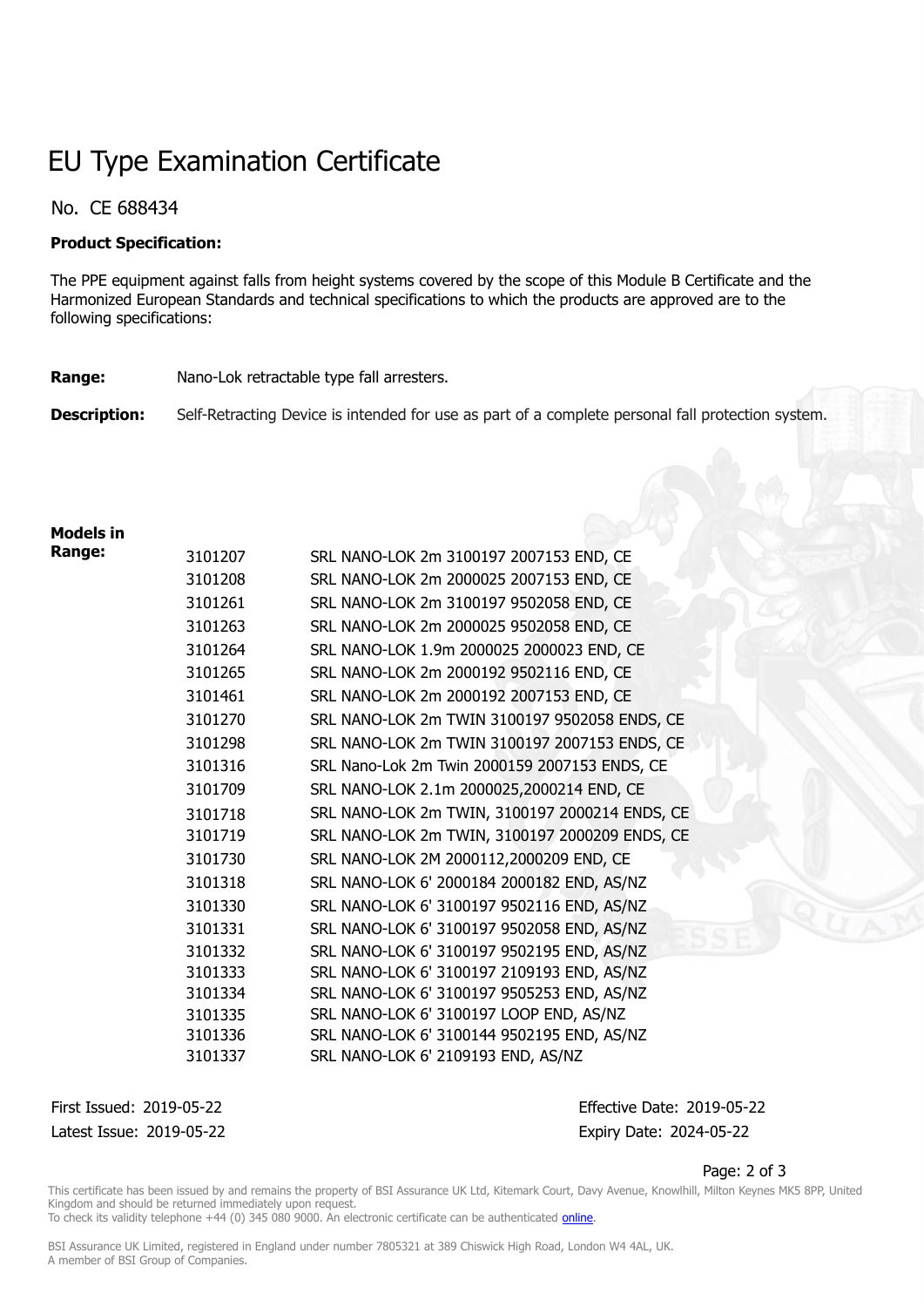# EU Type Examination Certificate

No. CE 688434

**Product Specification:**

The PPE equipment against falls from height systems covered by the scope of this Module B Certificate and the Harmonized European Standards and technical specifications to which the products are approved are to the following specifications:

**Range:** Nano-Lok retractable type fall arresters.

**Description:** Self-Retracting Device is intended for use as part of a complete personal fall protection system.

**Models in Range:**

| | |
|---|---|
| 3101207 | SRL NANO-LOK 2m 3100197 2007153 END, CE |
| 3101208 | SRL NANO-LOK 2m 2000025 2007153 END, CE |
| 3101261 | SRL NANO-LOK 2m 3100197 9502058 END, CE |
| 3101263 | SRL NANO-LOK 2m 2000025 9502058 END, CE |
| 3101264 | SRL NANO-LOK 1.9m 2000025 2000023 END, CE |
| 3101265 | SRL NANO-LOK 2m 2000192 9502116 END, CE |
| 3101461 | SRL NANO-LOK 2m 2000192 2007153 END, CE |
| 3101270 | SRL NANO-LOK 2m TWIN 3100197 9502058 ENDS, CE |
| 3101298 | SRL NANO-LOK 2m TWIN 3100197 2007153 ENDS, CE |
| 3101316 | SRL Nano-Lok 2m Twin 2000159 2007153 ENDS, CE |
| 3101709 | SRL NANO-LOK 2.1m 2000025,2000214 END, CE |
| 3101718 | SRL NANO-LOK 2m TWIN, 3100197 2000214 ENDS, CE |
| 3101719 | SRL NANO-LOK 2m TWIN, 3100197 2000209 ENDS, CE |
| 3101730 | SRL NANO-LOK 2M 2000112,2000209 END, CE |
| 3101318 | SRL NANO-LOK 6' 2000184 2000182 END, AS/NZ |
| 3101330 | SRL NANO-LOK 6' 3100197 9502116 END, AS/NZ |
| 3101331 | SRL NANO-LOK 6' 3100197 9502058 END, AS/NZ |
| 3101332 | SRL NANO-LOK 6' 3100197 9502195 END, AS/NZ |
| 3101333 | SRL NANO-LOK 6' 3100197 2109193 END, AS/NZ |
| 3101334 | SRL NANO-LOK 6' 3100197 9505253 END, AS/NZ |
| 3101335 | SRL NANO-LOK 6' 3100197 LOOP END, AS/NZ |
| 3101336 | SRL NANO-LOK 6' 3100144 9502195 END, AS/NZ |
| 3101337 | SRL NANO-LOK 6' 2109193 END, AS/NZ |

First Issued: 2019-05-22
Latest Issue: 2019-05-22

Effective Date: 2019-05-22
Expiry Date: 2024-05-22

This certificate has been issued by and remains the property of BSI Assurance UK Ltd, Kitemark Court, Davy Avenue, Knowlhill, Milton Keynes MK5 8PP, United Kingdom and should be returned immediately upon request.
To check its validity telephone +44 (0) 345 080 9000. An electronic certificate can be authenticated online.

BSI Assurance UK Limited, registered in England under number 7805321 at 389 Chiswick High Road, London W4 4AL, UK.
A member of BSI Group of Companies.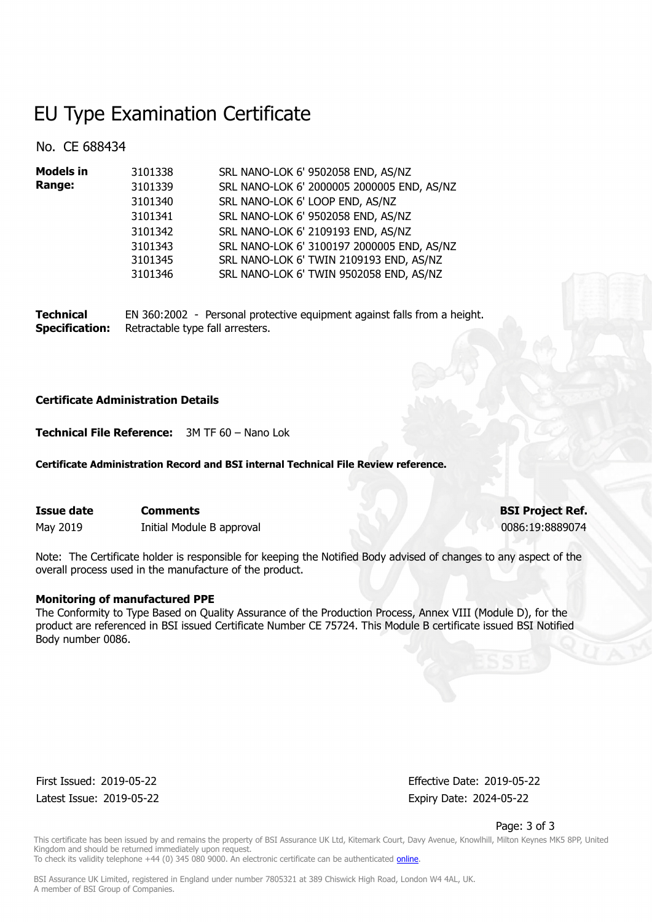# EU Type Examination Certificate

No. CE 688434

| | | |
|---|---|---|
| **Models in Range:** | 3101338 | SRL NANO-LOK 6' 9502058 END, AS/NZ |
| | 3101339 | SRL NANO-LOK 6' 2000005 2000005 END, AS/NZ |
| | 3101340 | SRL NANO-LOK 6' LOOP END, AS/NZ |
| | 3101341 | SRL NANO-LOK 6' 9502058 END, AS/NZ |
| | 3101342 | SRL NANO-LOK 6' 2109193 END, AS/NZ |
| | 3101343 | SRL NANO-LOK 6' 3100197 2000005 END, AS/NZ |
| | 3101345 | SRL NANO-LOK 6' TWIN 2109193 END, AS/NZ |
| | 3101346 | SRL NANO-LOK 6' TWIN 9502058 END, AS/NZ |

**Technical Specification:** EN 360:2002 - Personal protective equipment against falls from a height. Retractable type fall arresters.

## Certificate Administration Details

**Technical File Reference:** 3M TF 60 – Nano Lok

**Certificate Administration Record and BSI internal Technical File Review reference.**

| Issue date | Comments | BSI Project Ref. |
|---|---|---|
| May 2019 | Initial Module B approval | 0086:19:8889074 |

Note: The Certificate holder is responsible for keeping the Notified Body advised of changes to any aspect of the overall process used in the manufacture of the product.

**Monitoring of manufactured PPE**

The Conformity to Type Based on Quality Assurance of the Production Process, Annex VIII (Module D), for the product are referenced in BSI issued Certificate Number CE 75724. This Module B certificate issued BSI Notified Body number 0086.

First Issued: 2019-05-22
Latest Issue: 2019-05-22

Effective Date: 2019-05-22
Expiry Date: 2024-05-22

This certificate has been issued by and remains the property of BSI Assurance UK Ltd, Kitemark Court, Davy Avenue, Knowlhill, Milton Keynes MK5 8PP, United Kingdom and should be returned immediately upon request.
To check its validity telephone +44 (0) 345 080 9000. An electronic certificate can be authenticated online.

BSI Assurance UK Limited, registered in England under number 7805321 at 389 Chiswick High Road, London W4 4AL, UK.
A member of BSI Group of Companies.